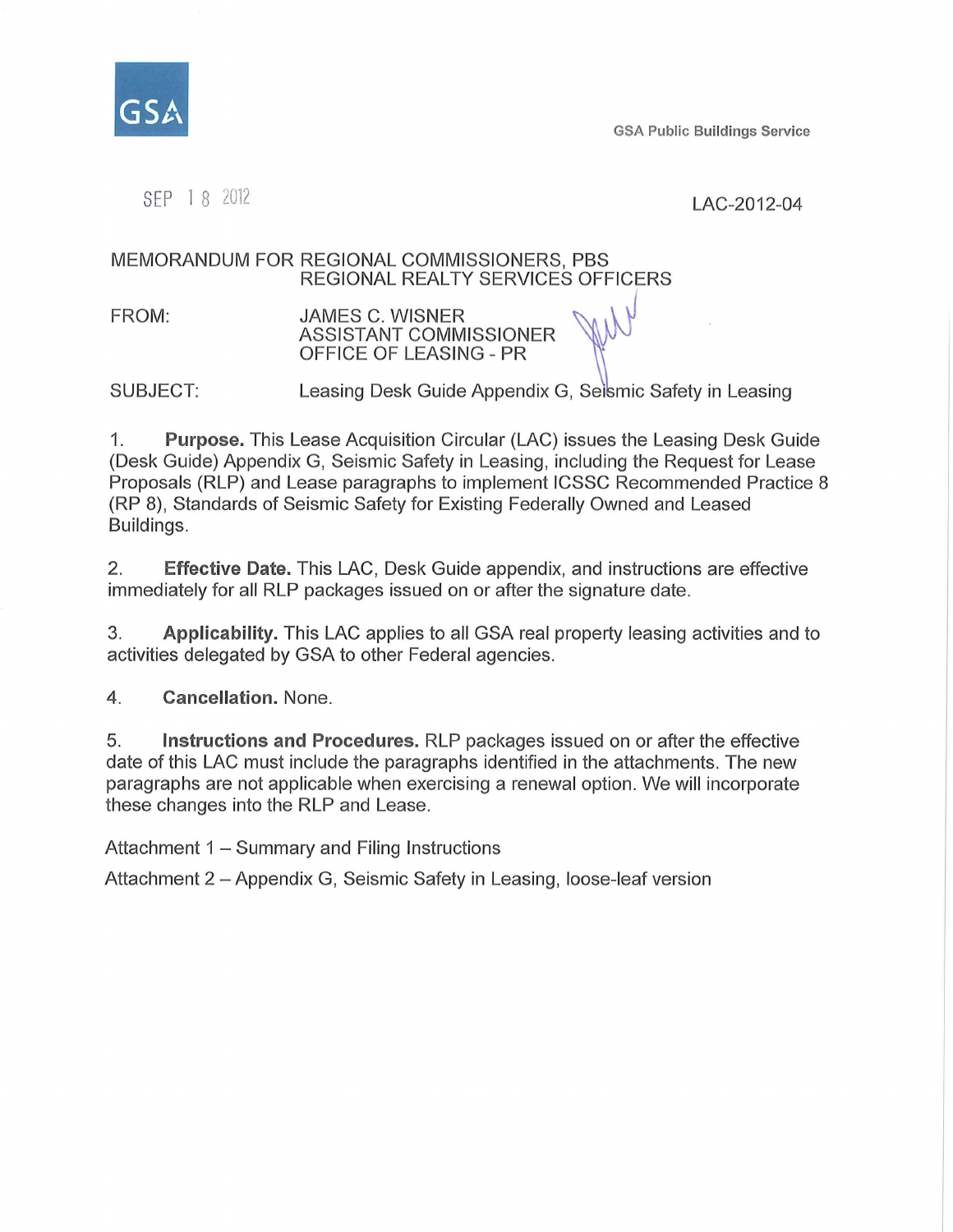GSA

GSA Public Buildings Service

SEP 18 2012

LAC-2012-04

MEMORANDUM FOR REGIONAL COMMISSIONERS, PBS
REGIONAL REALTY SERVICES OFFICERS

FROM: JAMES C. WISNER
ASSISTANT COMMISSIONER
OFFICE OF LEASING - PR

SUBJECT: Leasing Desk Guide Appendix G, Seismic Safety in Leasing

1. **Purpose.** This Lease Acquisition Circular (LAC) issues the Leasing Desk Guide (Desk Guide) Appendix G, Seismic Safety in Leasing, including the Request for Lease Proposals (RLP) and Lease paragraphs to implement ICSSC Recommended Practice 8 (RP 8), Standards of Seismic Safety for Existing Federally Owned and Leased Buildings.

2. **Effective Date.** This LAC, Desk Guide appendix, and instructions are effective immediately for all RLP packages issued on or after the signature date.

3. **Applicability.** This LAC applies to all GSA real property leasing activities and to activities delegated by GSA to other Federal agencies.

4. **Cancellation.** None.

5. **Instructions and Procedures.** RLP packages issued on or after the effective date of this LAC must include the paragraphs identified in the attachments. The new paragraphs are not applicable when exercising a renewal option. We will incorporate these changes into the RLP and Lease.

Attachment 1 – Summary and Filing Instructions

Attachment 2 – Appendix G, Seismic Safety in Leasing, loose-leaf version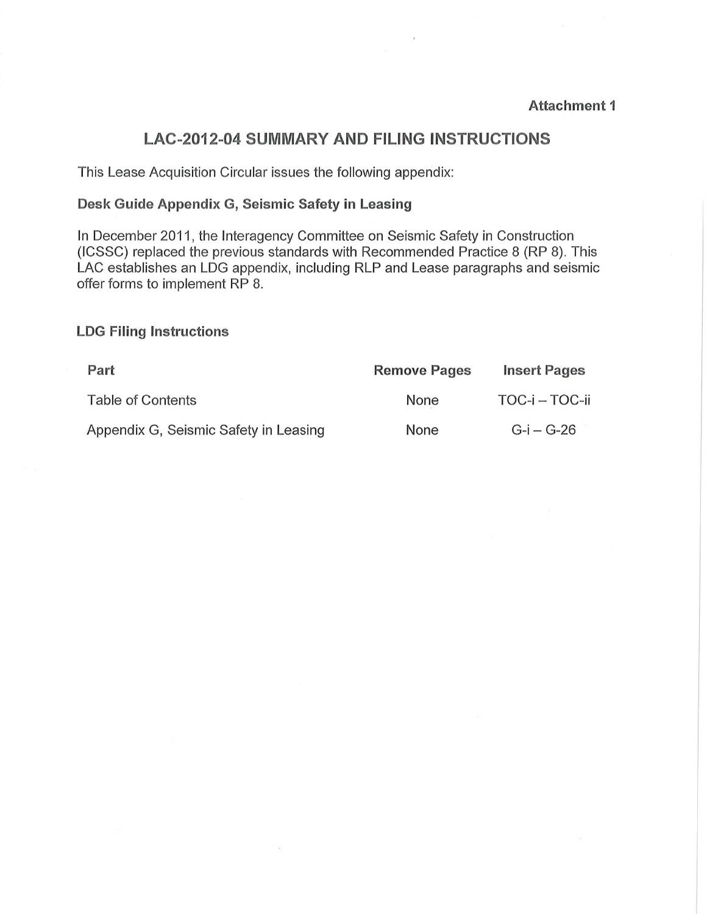Attachment 1

# LAC-2012-04 SUMMARY AND FILING INSTRUCTIONS

This Lease Acquisition Circular issues the following appendix:

**Desk Guide Appendix G, Seismic Safety in Leasing**

In December 2011, the Interagency Committee on Seismic Safety in Construction (ICSSC) replaced the previous standards with Recommended Practice 8 (RP 8). This LAC establishes an LDG appendix, including RLP and Lease paragraphs and seismic offer forms to implement RP 8.

**LDG Filing Instructions**

| Part | Remove Pages | Insert Pages |
|---|---|---|
| Table of Contents | None | TOC-i – TOC-ii |
| Appendix G, Seismic Safety in Leasing | None | G-i – G-26 |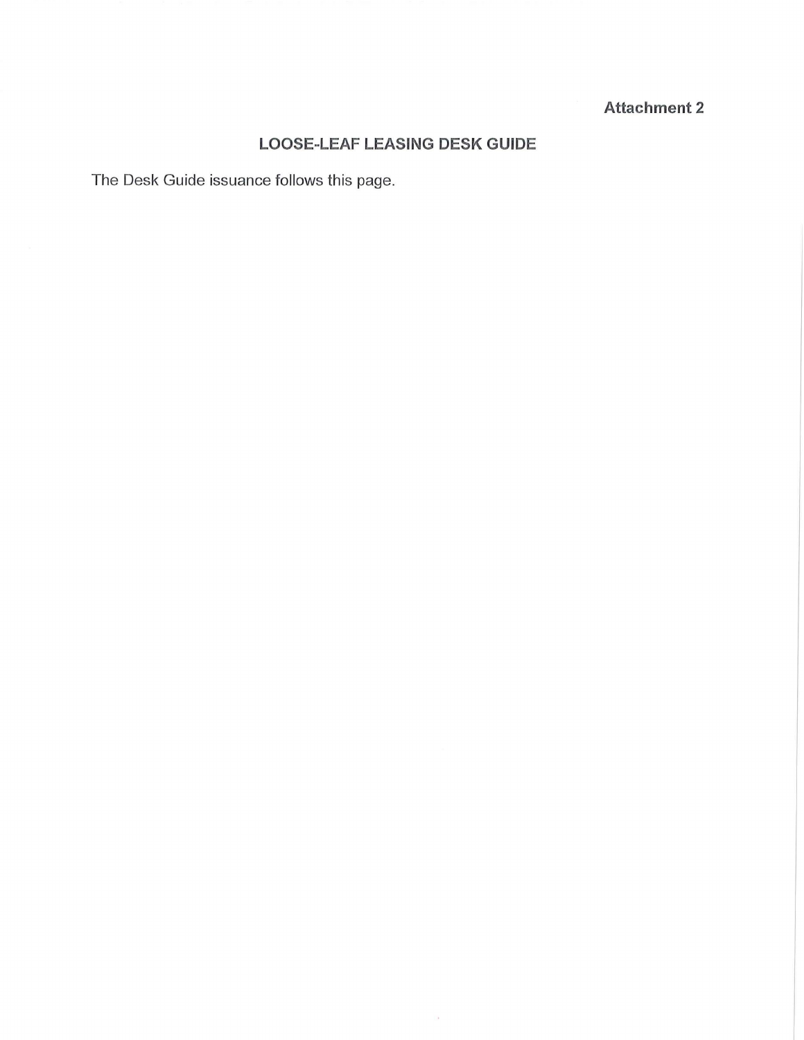**Attachment 2**

## LOOSE-LEAF LEASING DESK GUIDE

The Desk Guide issuance follows this page.